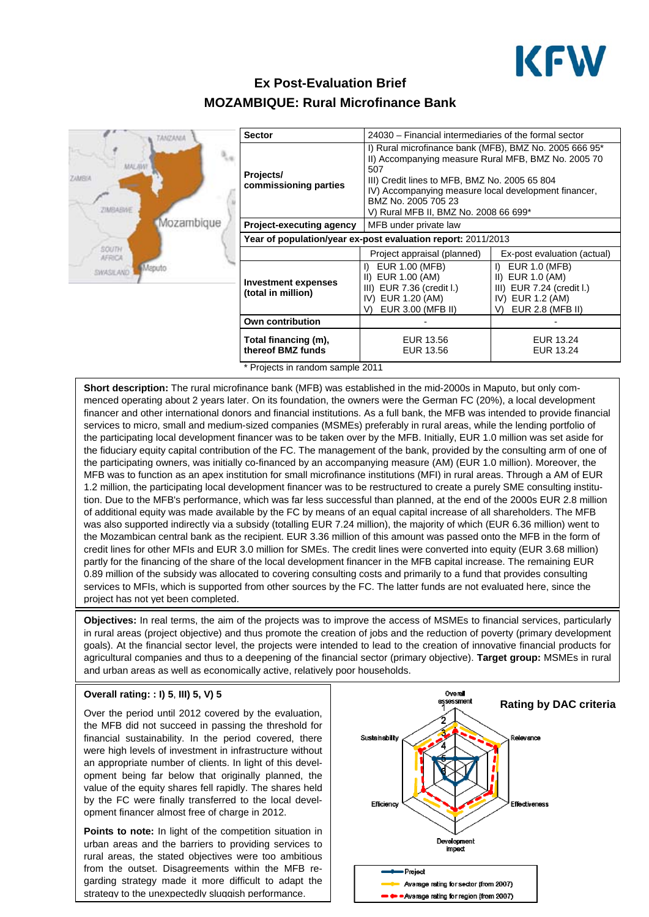# Ex Post-Evaluation Brief
## MOZAMBIQUE: Rural Microfinance Bank

| Sector | 24030 – Financial intermediaries of the formal sector | |
|---|---|---|
| Projects/ commissioning parties | I) Rural microfinance bank (MFB), BMZ No. 2005 666 95* II) Accompanying measure Rural MFB, BMZ No. 2005 70 507 III) Credit lines to MFB, BMZ No. 2005 65 804 IV) Accompanying measure local development financer, BMZ No. 2005 705 23 V) Rural MFB II, BMZ No. 2008 66 699* | |
| Project-executing agency | MFB under private law | |
| Year of population/year ex-post evaluation report: 2011/2013 | | |
| | Project appraisal (planned) | Ex-post evaluation (actual) |
| Investment expenses (total in million) | I) EUR 1.00 (MFB) II) EUR 1.00 (AM) III) EUR 7.36 (credit l.) IV) EUR 1.20 (AM) V) EUR 3.00 (MFB II) | I) EUR 1.0 (MFB) II) EUR 1.0 (AM) III) EUR 7.24 (credit l.) IV) EUR 1.2 (AM) V) EUR 2.8 (MFB II) |
| Own contribution | - | - |
| Total financing (m), thereof BMZ funds | EUR 13.56 EUR 13.56 | EUR 13.24 EUR 13.24 |

\* Projects in random sample 2011

**Short description:** The rural microfinance bank (MFB) was established in the mid-2000s in Maputo, but only commenced operating about 2 years later. On its foundation, the owners were the German FC (20%), a local development financer and other international donors and financial institutions. As a full bank, the MFB was intended to provide financial services to micro, small and medium-sized companies (MSMEs) preferably in rural areas, while the lending portfolio of the participating local development financer was to be taken over by the MFB. Initially, EUR 1.0 million was set aside for the fiduciary equity capital contribution of the FC. The management of the bank, provided by the consulting arm of one of the participating owners, was initially co-financed by an accompanying measure (AM) (EUR 1.0 million). Moreover, the MFB was to function as an apex institution for small microfinance institutions (MFI) in rural areas. Through a AM of EUR 1.2 million, the participating local development financer was to be restructured to create a purely SME consulting institution. Due to the MFB's performance, which was far less successful than planned, at the end of the 2000s EUR 2.8 million of additional equity was made available by the FC by means of an equal capital increase of all shareholders. The MFB was also supported indirectly via a subsidy (totalling EUR 7.24 million), the majority of which (EUR 6.36 million) went to the Mozambican central bank as the recipient. EUR 3.36 million of this amount was passed onto the MFB in the form of credit lines for other MFIs and EUR 3.0 million for SMEs. The credit lines were converted into equity (EUR 3.68 million) partly for the financing of the share of the local development financer in the MFB capital increase. The remaining EUR 0.89 million of the subsidy was allocated to covering consulting costs and primarily to a fund that provides consulting services to MFIs, which is supported from other sources by the FC. The latter funds are not evaluated here, since the project has not yet been completed.

**Objectives:** In real terms, the aim of the projects was to improve the access of MSMEs to financial services, particularly in rural areas (project objective) and thus promote the creation of jobs and the reduction of poverty (primary development goals). At the financial sector level, the projects were intended to lead to the creation of innovative financial products for agricultural companies and thus to a deepening of the financial sector (primary objective). **Target group:** MSMEs in rural and urban areas as well as economically active, relatively poor households.

**Overall rating: : I) 5, III) 5, V) 5**

Over the period until 2012 covered by the evaluation, the MFB did not succeed in passing the threshold for financial sustainability. In the period covered, there were high levels of investment in infrastructure without an appropriate number of clients. In light of this development being far below that originally planned, the value of the equity shares fell rapidly. The shares held by the FC were finally transferred to the local development financer almost free of charge in 2012.

**Points to note:** In light of the competition situation in urban areas and the barriers to providing services to rural areas, the stated objectives were too ambitious from the outset. Disagreements within the MFB regarding strategy made it more difficult to adapt the strategy to the unexpectedly sluggish performance.

**Rating by DAC criteria**

Overall assessment, Relevance, Effectiveness, Development impact, Efficiency, Sustainability

— Project
— Average rating for sector (from 2007)
— Average rating for region (from 2007)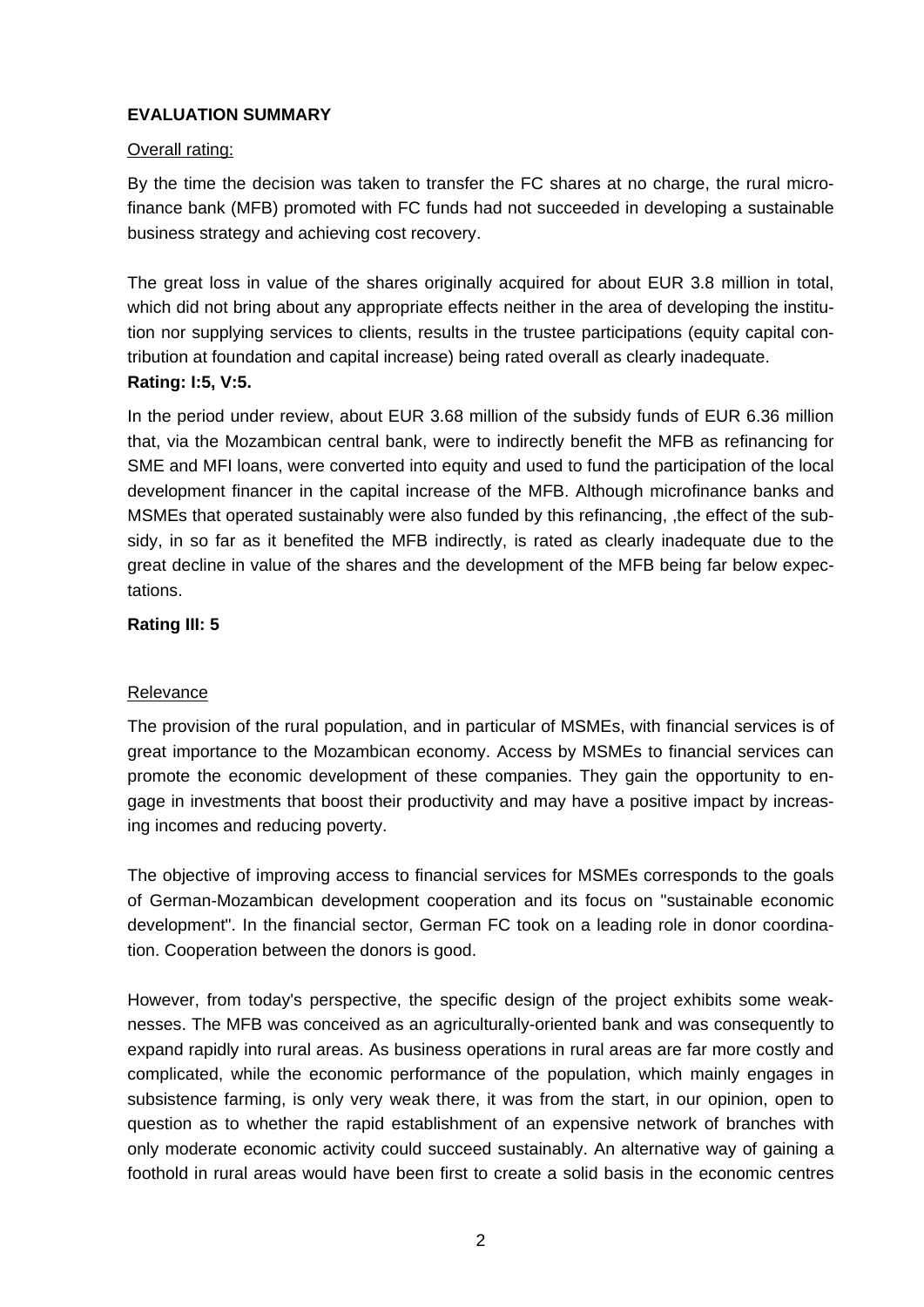**EVALUATION SUMMARY**

Overall rating:

By the time the decision was taken to transfer the FC shares at no charge, the rural microfinance bank (MFB) promoted with FC funds had not succeeded in developing a sustainable business strategy and achieving cost recovery.

The great loss in value of the shares originally acquired for about EUR 3.8 million in total, which did not bring about any appropriate effects neither in the area of developing the institution nor supplying services to clients, results in the trustee participations (equity capital contribution at foundation and capital increase) being rated overall as clearly inadequate.
**Rating: I:5, V:5.**

In the period under review, about EUR 3.68 million of the subsidy funds of EUR 6.36 million that, via the Mozambican central bank, were to indirectly benefit the MFB as refinancing for SME and MFI loans, were converted into equity and used to fund the participation of the local development financer in the capital increase of the MFB. Although microfinance banks and MSMEs that operated sustainably were also funded by this refinancing, ,the effect of the subsidy, in so far as it benefited the MFB indirectly, is rated as clearly inadequate due to the great decline in value of the shares and the development of the MFB being far below expectations.

**Rating III: 5**

Relevance

The provision of the rural population, and in particular of MSMEs, with financial services is of great importance to the Mozambican economy. Access by MSMEs to financial services can promote the economic development of these companies. They gain the opportunity to engage in investments that boost their productivity and may have a positive impact by increasing incomes and reducing poverty.

The objective of improving access to financial services for MSMEs corresponds to the goals of German-Mozambican development cooperation and its focus on "sustainable economic development". In the financial sector, German FC took on a leading role in donor coordination. Cooperation between the donors is good.

However, from today's perspective, the specific design of the project exhibits some weaknesses. The MFB was conceived as an agriculturally-oriented bank and was consequently to expand rapidly into rural areas. As business operations in rural areas are far more costly and complicated, while the economic performance of the population, which mainly engages in subsistence farming, is only very weak there, it was from the start, in our opinion, open to question as to whether the rapid establishment of an expensive network of branches with only moderate economic activity could succeed sustainably. An alternative way of gaining a foothold in rural areas would have been first to create a solid basis in the economic centres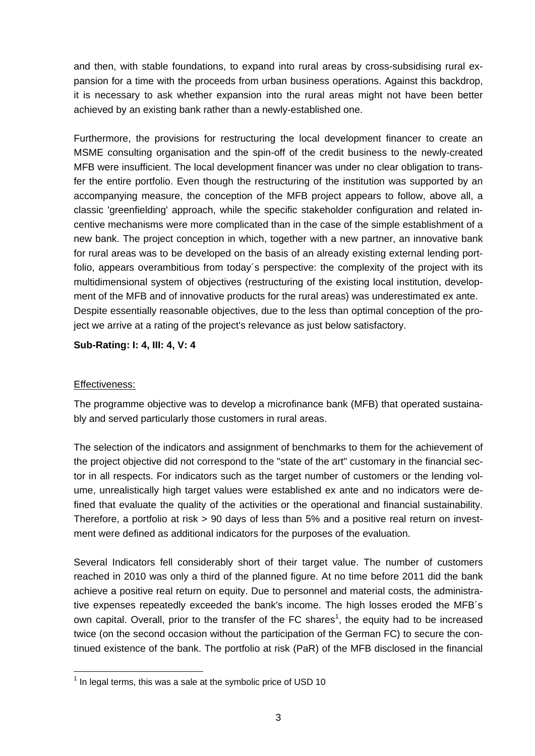and then, with stable foundations, to expand into rural areas by cross-subsidising rural expansion for a time with the proceeds from urban business operations. Against this backdrop, it is necessary to ask whether expansion into the rural areas might not have been better achieved by an existing bank rather than a newly-established one.

Furthermore, the provisions for restructuring the local development financer to create an MSME consulting organisation and the spin-off of the credit business to the newly-created MFB were insufficient. The local development financer was under no clear obligation to transfer the entire portfolio. Even though the restructuring of the institution was supported by an accompanying measure, the conception of the MFB project appears to follow, above all, a classic 'greenfielding' approach, while the specific stakeholder configuration and related incentive mechanisms were more complicated than in the case of the simple establishment of a new bank. The project conception in which, together with a new partner, an innovative bank for rural areas was to be developed on the basis of an already existing external lending portfolio, appears overambitious from today´s perspective: the complexity of the project with its multidimensional system of objectives (restructuring of the existing local institution, development of the MFB and of innovative products for the rural areas) was underestimated ex ante. Despite essentially reasonable objectives, due to the less than optimal conception of the project we arrive at a rating of the project's relevance as just below satisfactory.

**Sub-Rating: I: 4, III: 4, V: 4**

Effectiveness:

The programme objective was to develop a microfinance bank (MFB) that operated sustainably and served particularly those customers in rural areas.

The selection of the indicators and assignment of benchmarks to them for the achievement of the project objective did not correspond to the "state of the art" customary in the financial sector in all respects. For indicators such as the target number of customers or the lending volume, unrealistically high target values were established ex ante and no indicators were defined that evaluate the quality of the activities or the operational and financial sustainability. Therefore, a portfolio at risk > 90 days of less than 5% and a positive real return on investment were defined as additional indicators for the purposes of the evaluation.

Several Indicators fell considerably short of their target value. The number of customers reached in 2010 was only a third of the planned figure. At no time before 2011 did the bank achieve a positive real return on equity. Due to personnel and material costs, the administrative expenses repeatedly exceeded the bank's income. The high losses eroded the MFB´s own capital. Overall, prior to the transfer of the FC shares[1], the equity had to be increased twice (on the second occasion without the participation of the German FC) to secure the continued existence of the bank. The portfolio at risk (PaR) of the MFB disclosed in the financial

[1] In legal terms, this was a sale at the symbolic price of USD 10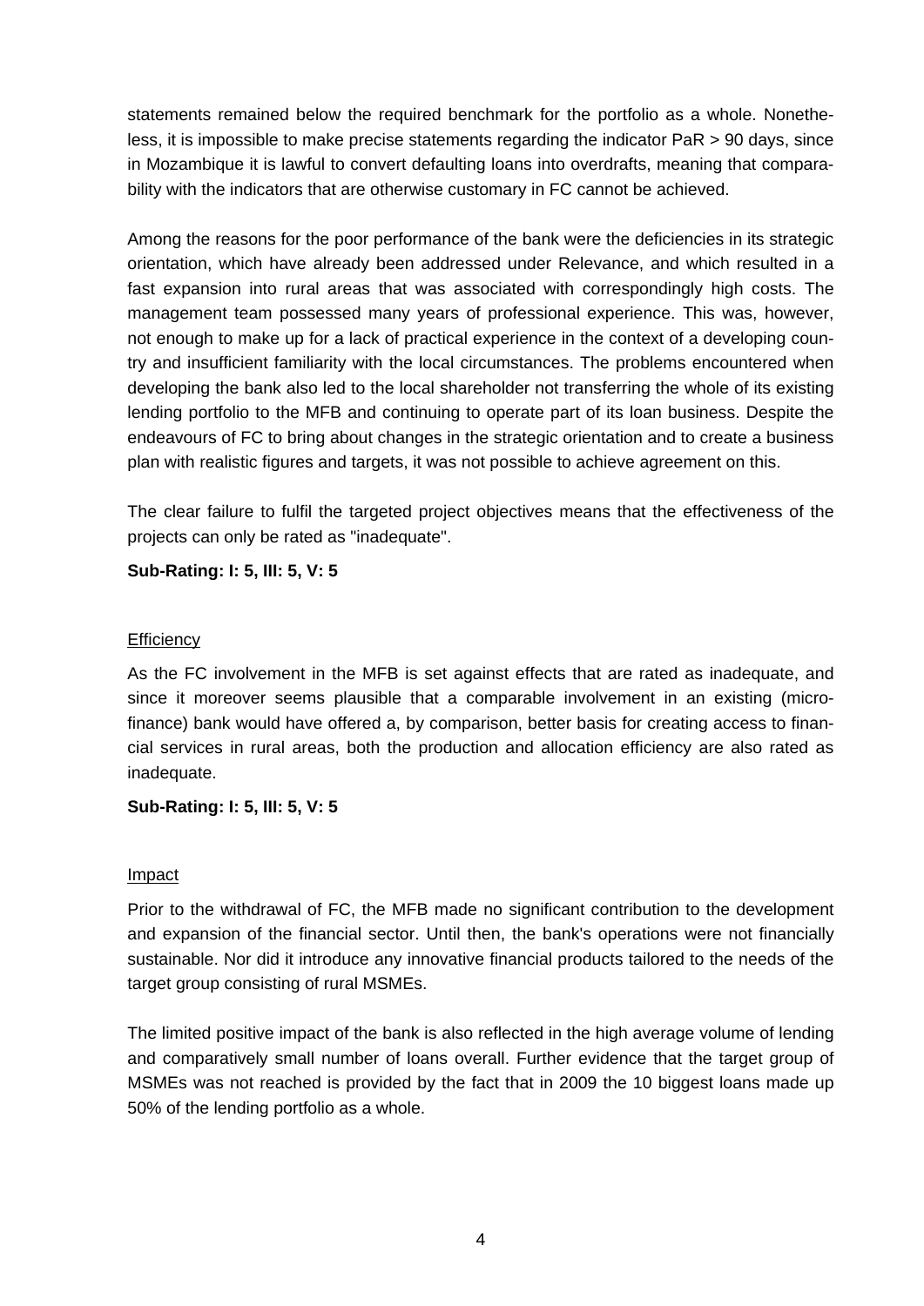statements remained below the required benchmark for the portfolio as a whole. Nonetheless, it is impossible to make precise statements regarding the indicator PaR > 90 days, since in Mozambique it is lawful to convert defaulting loans into overdrafts, meaning that comparability with the indicators that are otherwise customary in FC cannot be achieved.

Among the reasons for the poor performance of the bank were the deficiencies in its strategic orientation, which have already been addressed under Relevance, and which resulted in a fast expansion into rural areas that was associated with correspondingly high costs. The management team possessed many years of professional experience. This was, however, not enough to make up for a lack of practical experience in the context of a developing country and insufficient familiarity with the local circumstances. The problems encountered when developing the bank also led to the local shareholder not transferring the whole of its existing lending portfolio to the MFB and continuing to operate part of its loan business. Despite the endeavours of FC to bring about changes in the strategic orientation and to create a business plan with realistic figures and targets, it was not possible to achieve agreement on this.

The clear failure to fulfil the targeted project objectives means that the effectiveness of the projects can only be rated as "inadequate".

**Sub-Rating: I: 5, III: 5, V: 5**

Efficiency

As the FC involvement in the MFB is set against effects that are rated as inadequate, and since it moreover seems plausible that a comparable involvement in an existing (microfinance) bank would have offered a, by comparison, better basis for creating access to financial services in rural areas, both the production and allocation efficiency are also rated as inadequate.

**Sub-Rating: I: 5, III: 5, V: 5**

Impact

Prior to the withdrawal of FC, the MFB made no significant contribution to the development and expansion of the financial sector. Until then, the bank's operations were not financially sustainable. Nor did it introduce any innovative financial products tailored to the needs of the target group consisting of rural MSMEs.

The limited positive impact of the bank is also reflected in the high average volume of lending and comparatively small number of loans overall. Further evidence that the target group of MSMEs was not reached is provided by the fact that in 2009 the 10 biggest loans made up 50% of the lending portfolio as a whole.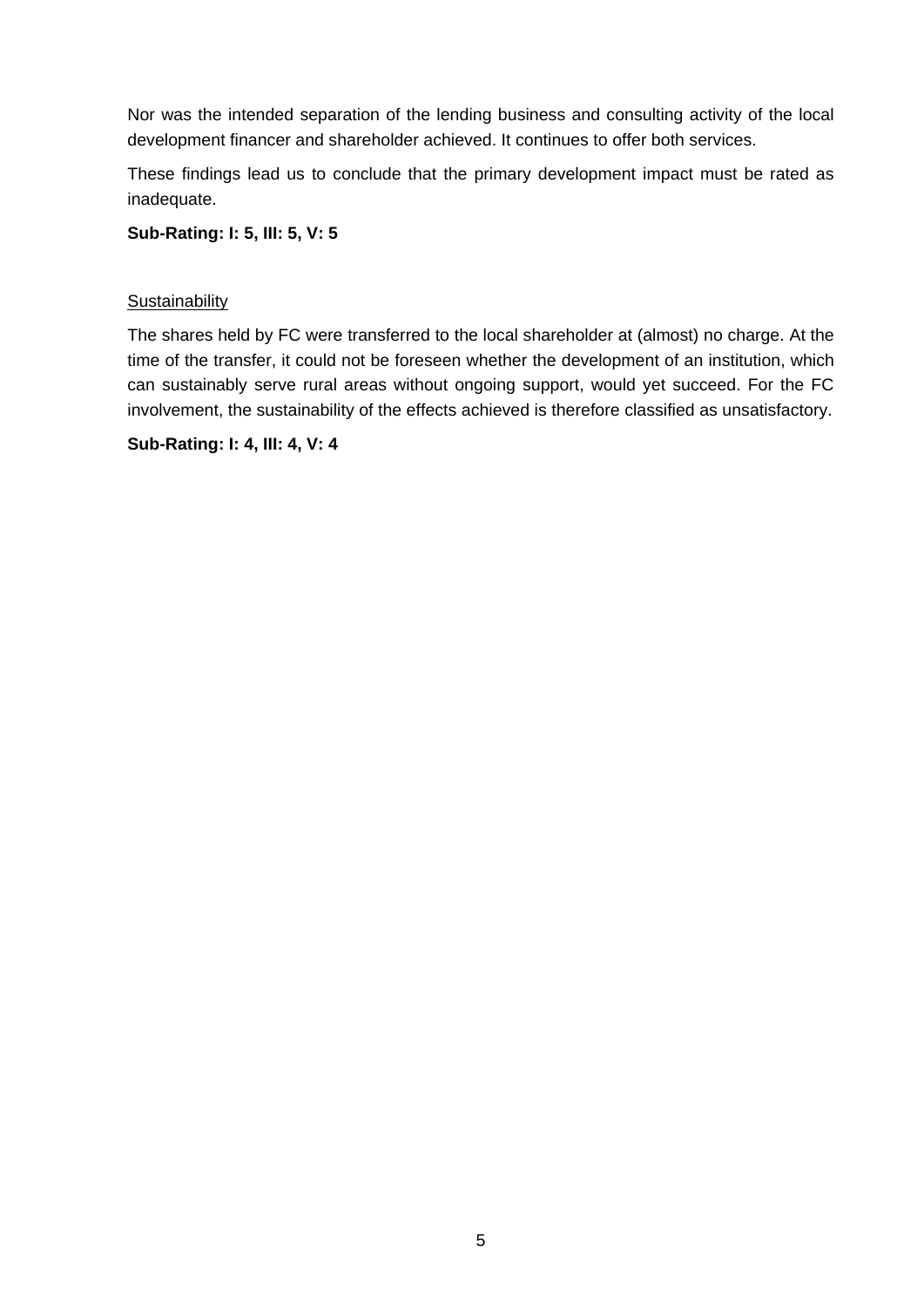Nor was the intended separation of the lending business and consulting activity of the local development financer and shareholder achieved. It continues to offer both services.

These findings lead us to conclude that the primary development impact must be rated as inadequate.

**Sub-Rating: I: 5, III: 5, V: 5**

<u>Sustainability</u>

The shares held by FC were transferred to the local shareholder at (almost) no charge. At the time of the transfer, it could not be foreseen whether the development of an institution, which can sustainably serve rural areas without ongoing support, would yet succeed. For the FC involvement, the sustainability of the effects achieved is therefore classified as unsatisfactory.

**Sub-Rating: I: 4, III: 4, V: 4**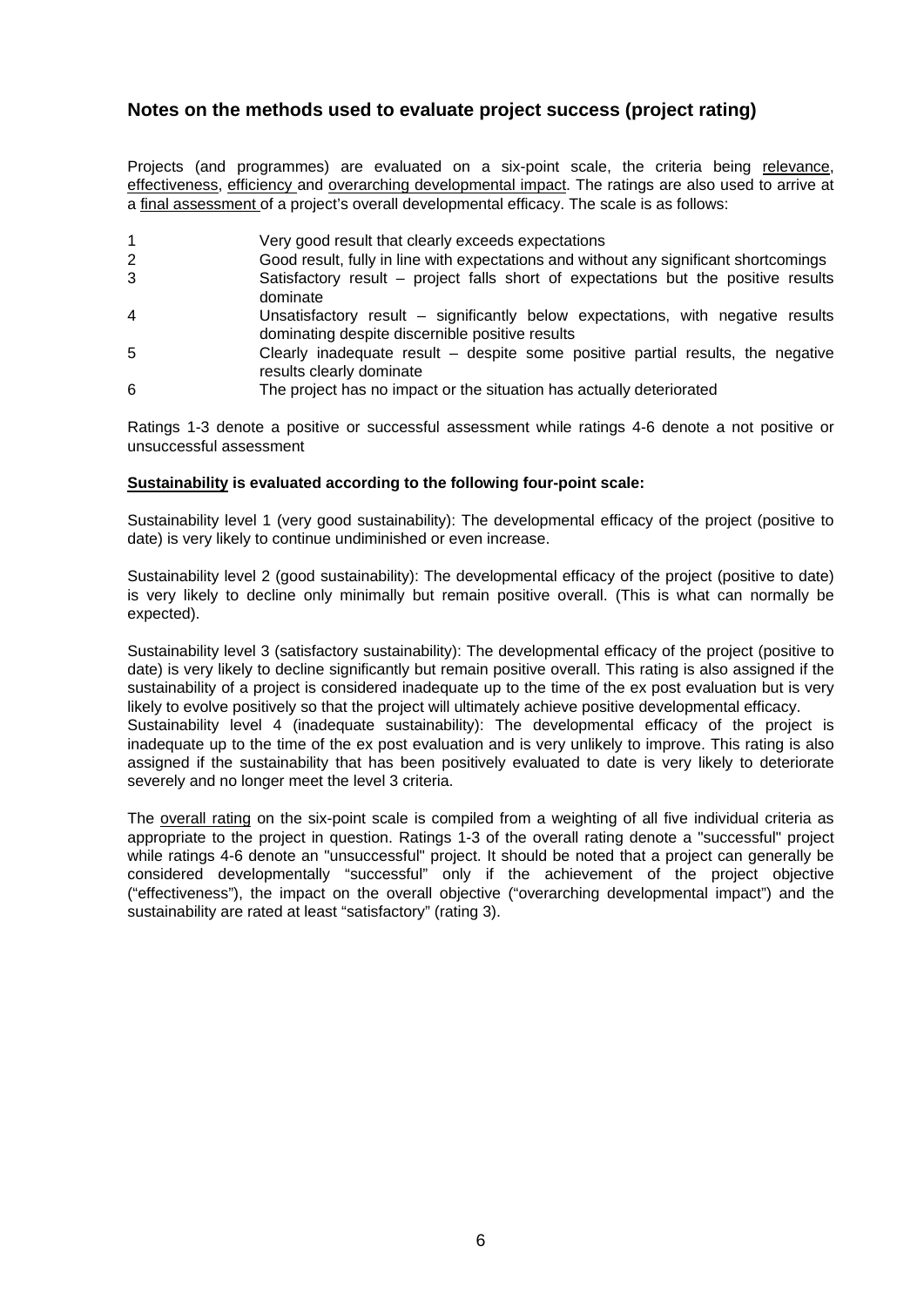## Notes on the methods used to evaluate project success (project rating)

Projects (and programmes) are evaluated on a six-point scale, the criteria being relevance, effectiveness, efficiency and overarching developmental impact. The ratings are also used to arrive at a final assessment of a project's overall developmental efficacy. The scale is as follows:

| | |
|---|---|
| 1 | Very good result that clearly exceeds expectations |
| 2 | Good result, fully in line with expectations and without any significant shortcomings |
| 3 | Satisfactory result – project falls short of expectations but the positive results dominate |
| 4 | Unsatisfactory result – significantly below expectations, with negative results dominating despite discernible positive results |
| 5 | Clearly inadequate result – despite some positive partial results, the negative results clearly dominate |
| 6 | The project has no impact or the situation has actually deteriorated |

Ratings 1-3 denote a positive or successful assessment while ratings 4-6 denote a not positive or unsuccessful assessment

**Sustainability is evaluated according to the following four-point scale:**

Sustainability level 1 (very good sustainability): The developmental efficacy of the project (positive to date) is very likely to continue undiminished or even increase.

Sustainability level 2 (good sustainability): The developmental efficacy of the project (positive to date) is very likely to decline only minimally but remain positive overall. (This is what can normally be expected).

Sustainability level 3 (satisfactory sustainability): The developmental efficacy of the project (positive to date) is very likely to decline significantly but remain positive overall. This rating is also assigned if the sustainability of a project is considered inadequate up to the time of the ex post evaluation but is very likely to evolve positively so that the project will ultimately achieve positive developmental efficacy.
Sustainability level 4 (inadequate sustainability): The developmental efficacy of the project is inadequate up to the time of the ex post evaluation and is very unlikely to improve. This rating is also assigned if the sustainability that has been positively evaluated to date is very likely to deteriorate severely and no longer meet the level 3 criteria.

The overall rating on the six-point scale is compiled from a weighting of all five individual criteria as appropriate to the project in question. Ratings 1-3 of the overall rating denote a "successful" project while ratings 4-6 denote an "unsuccessful" project. It should be noted that a project can generally be considered developmentally "successful" only if the achievement of the project objective ("effectiveness"), the impact on the overall objective ("overarching developmental impact") and the sustainability are rated at least "satisfactory" (rating 3).